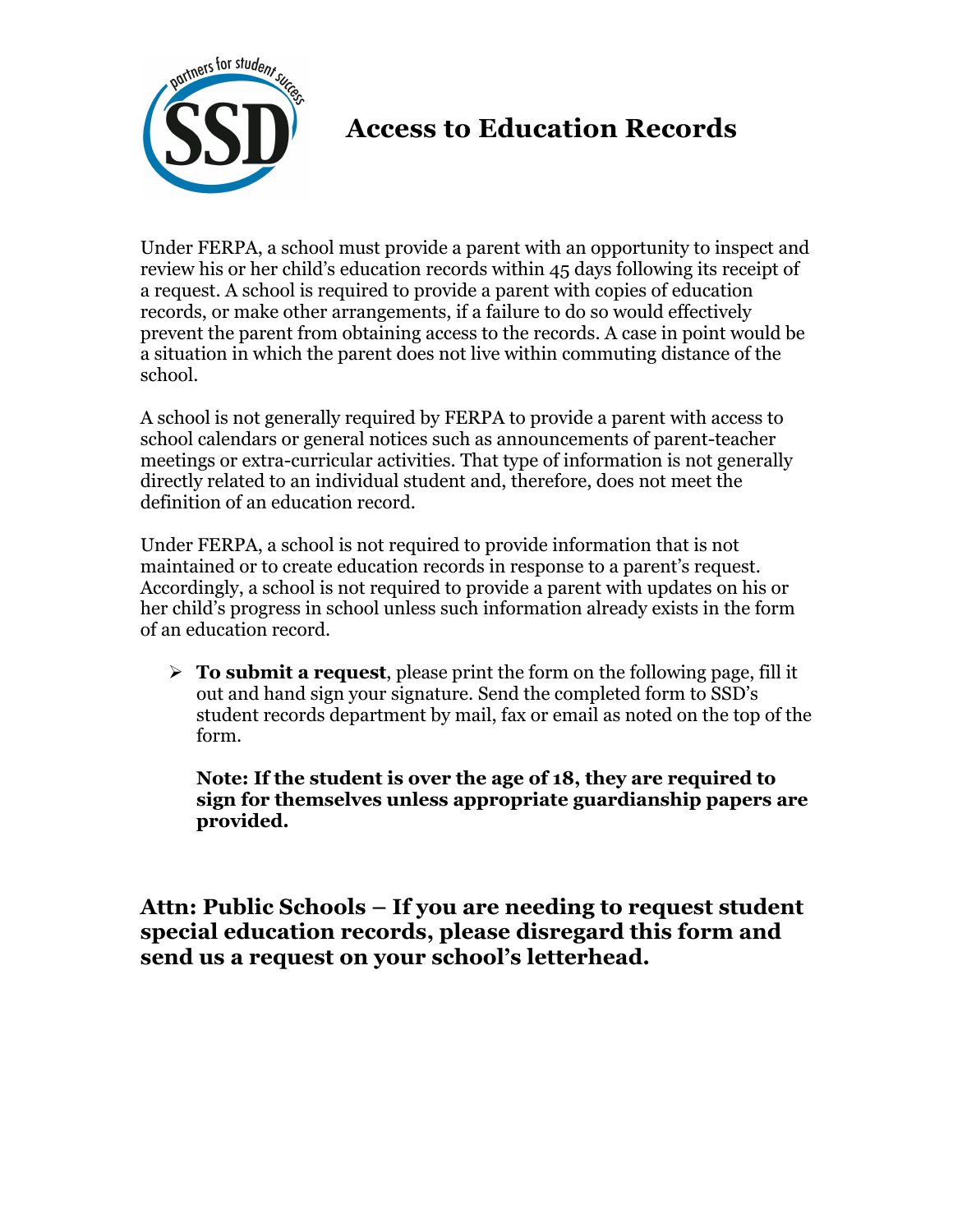# Access to Education Records

Under FERPA, a school must provide a parent with an opportunity to inspect and review his or her child's education records within 45 days following its receipt of a request. A school is required to provide a parent with copies of education records, or make other arrangements, if a failure to do so would effectively prevent the parent from obtaining access to the records. A case in point would be a situation in which the parent does not live within commuting distance of the school.

A school is not generally required by FERPA to provide a parent with access to school calendars or general notices such as announcements of parent-teacher meetings or extra-curricular activities. That type of information is not generally directly related to an individual student and, therefore, does not meet the definition of an education record.

Under FERPA, a school is not required to provide information that is not maintained or to create education records in response to a parent's request. Accordingly, a school is not required to provide a parent with updates on his or her child's progress in school unless such information already exists in the form of an education record.

- **To submit a request**, please print the form on the following page, fill it out and hand sign your signature. Send the completed form to SSD's student records department by mail, fax or email as noted on the top of the form.

  **Note: If the student is over the age of 18, they are required to sign for themselves unless appropriate guardianship papers are provided.**

**Attn: Public Schools – If you are needing to request student special education records, please disregard this form and send us a request on your school's letterhead.**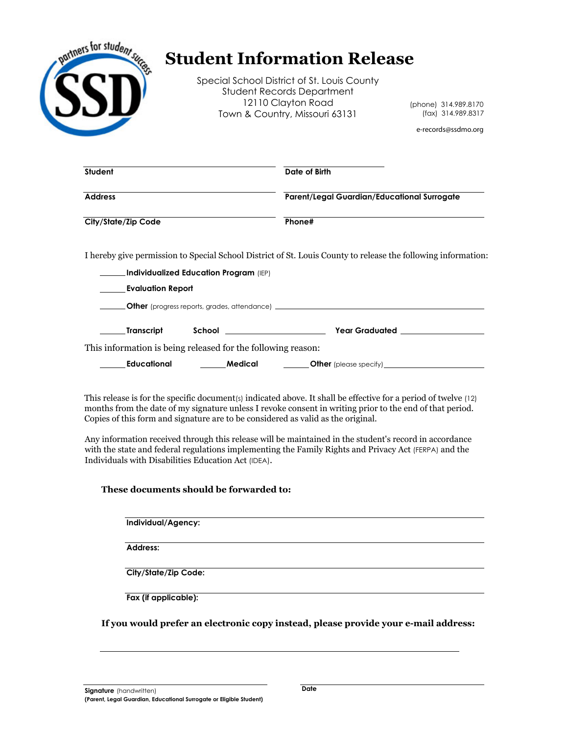# Student Information Release

Special School District of St. Louis County
Student Records Department
12110 Clayton Road
Town & Country, Missouri 63131

(phone) 314.989.8170
(fax) 314.989.8317

e-records@ssdmo.org

**Student** ______________________ **Date of Birth** ______________________

**Address** ______________________ **Parent/Legal Guardian/Educational Surrogate** ______________________

**City/State/Zip Code** ______________________ **Phone#** ______________________

I hereby give permission to Special School District of St. Louis County to release the following information:

_____ **Individualized Education Program** (IEP)

_____ **Evaluation Report**

_____ **Other** (progress reports, grades, attendance) ______________________

_____ **Transcript** **School** ______________ **Year Graduated** ______________

This information is being released for the following reason:

_____ **Educational** _____ **Medical** _____ **Other** (please specify) ______________

This release is for the specific document(s) indicated above. It shall be effective for a period of twelve (12) months from the date of my signature unless I revoke consent in writing prior to the end of that period. Copies of this form and signature are to be considered as valid as the original.

Any information received through this release will be maintained in the student's record in accordance with the state and federal regulations implementing the Family Rights and Privacy Act (FERPA) and the Individuals with Disabilities Education Act (IDEA).

**These documents should be forwarded to:**

**Individual/Agency:** ______________________

**Address:** ______________________

**City/State/Zip Code:** ______________________

**Fax (if applicable):** ______________________

**If you would prefer an electronic copy instead, please provide your e-mail address:**

______________________

**Signature** (handwritten) ______________________ **Date** ______________________
**(Parent, Legal Guardian, Educational Surrogate or Eligible Student)**